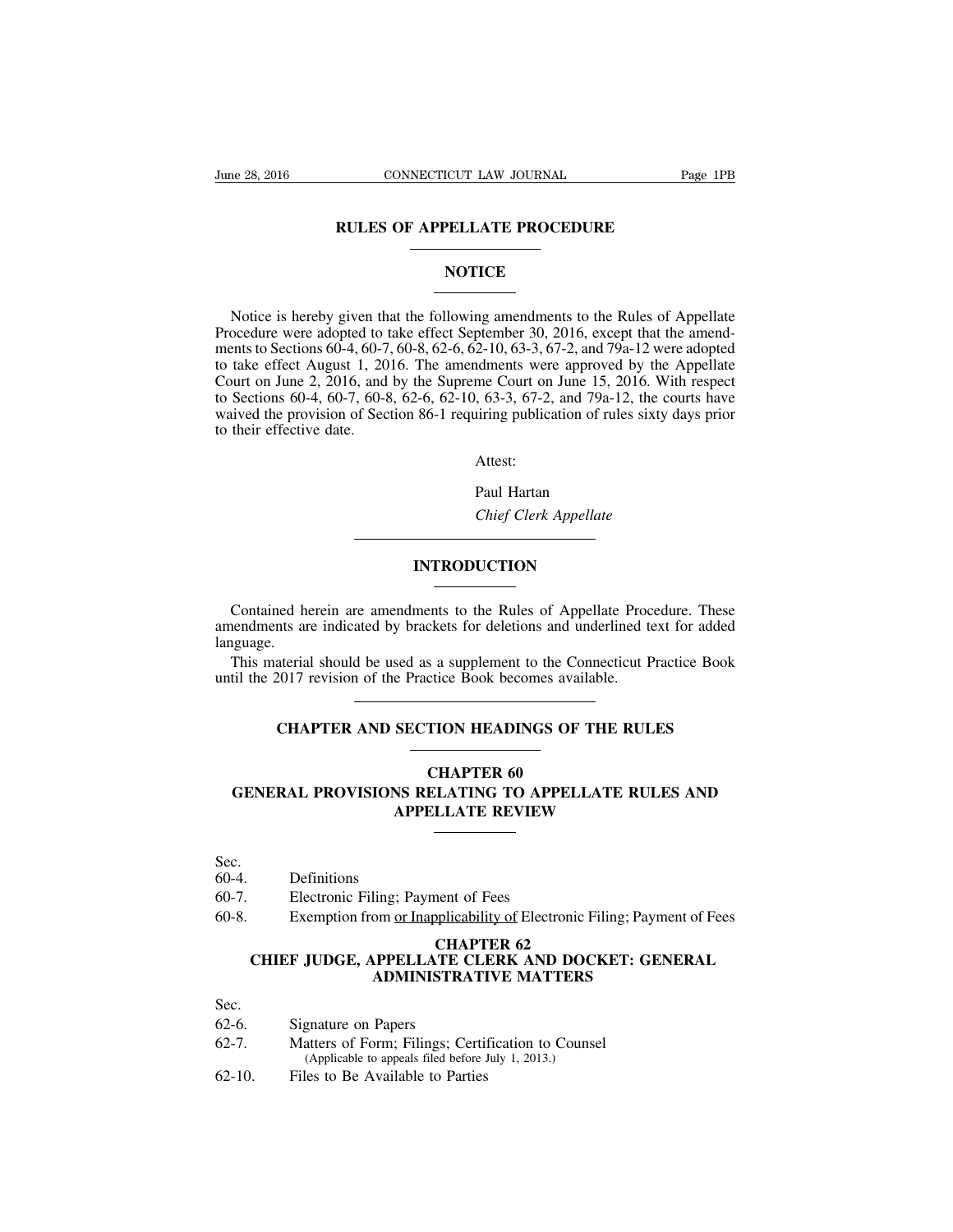# RULES OF APPELLATE PROCEDURE

## NOTICE

Notice is hereby given that the following amendments to the Rules of Appellate Procedure were adopted to take effect September 30, 2016, except that the amendments to Sections 60-4, 60-7, 60-8, 62-6, 62-10, 63-3, 67-2, and 79a-12 were adopted to take effect August 1, 2016. The amendments were approved by the Appellate Court on June 2, 2016, and by the Supreme Court on June 15, 2016. With respect to Sections 60-4, 60-7, 60-8, 62-6, 62-10, 63-3, 67-2, and 79a-12, the courts have waived the provision of Section 86-1 requiring publication of rules sixty days prior to their effective date.

Attest:

Paul Hartan
*Chief Clerk Appellate*

## INTRODUCTION

Contained herein are amendments to the Rules of Appellate Procedure. These amendments are indicated by brackets for deletions and underlined text for added language.

This material should be used as a supplement to the Connecticut Practice Book until the 2017 revision of the Practice Book becomes available.

## CHAPTER AND SECTION HEADINGS OF THE RULES

### CHAPTER 60
### GENERAL PROVISIONS RELATING TO APPELLATE RULES AND APPELLATE REVIEW

Sec.
60-4. Definitions
60-7. Electronic Filing; Payment of Fees
60-8. Exemption from <u>or Inapplicability of</u> Electronic Filing; Payment of Fees

### CHAPTER 62
### CHIEF JUDGE, APPELLATE CLERK AND DOCKET: GENERAL ADMINISTRATIVE MATTERS

Sec.
62-6. Signature on Papers
62-7. Matters of Form; Filings; Certification to Counsel
(Applicable to appeals filed before July 1, 2013.)
62-10. Files to Be Available to Parties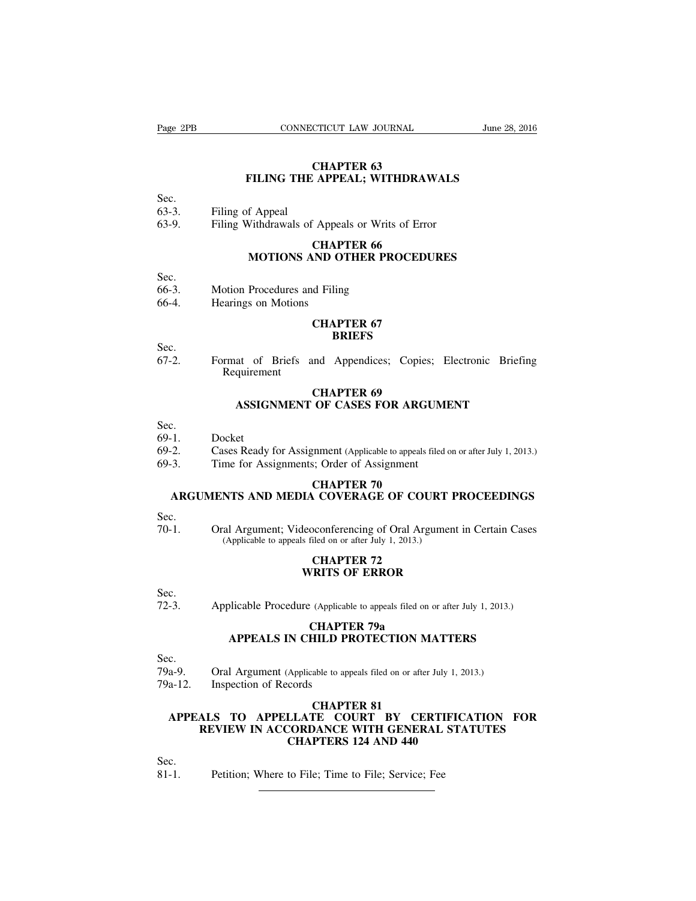## CHAPTER 63
## FILING THE APPEAL; WITHDRAWALS

Sec.
63-3. Filing of Appeal
63-9. Filing Withdrawals of Appeals or Writs of Error

## CHAPTER 66
## MOTIONS AND OTHER PROCEDURES

Sec.
66-3. Motion Procedures and Filing
66-4. Hearings on Motions

## CHAPTER 67
## BRIEFS

Sec.
67-2. Format of Briefs and Appendices; Copies; Electronic Briefing Requirement

## CHAPTER 69
## ASSIGNMENT OF CASES FOR ARGUMENT

Sec.
69-1. Docket
69-2. Cases Ready for Assignment (Applicable to appeals filed on or after July 1, 2013.)
69-3. Time for Assignments; Order of Assignment

## CHAPTER 70
## ARGUMENTS AND MEDIA COVERAGE OF COURT PROCEEDINGS

Sec.
70-1. Oral Argument; Videoconferencing of Oral Argument in Certain Cases (Applicable to appeals filed on or after July 1, 2013.)

## CHAPTER 72
## WRITS OF ERROR

Sec.
72-3. Applicable Procedure (Applicable to appeals filed on or after July 1, 2013.)

## CHAPTER 79a
## APPEALS IN CHILD PROTECTION MATTERS

Sec.
79a-9. Oral Argument (Applicable to appeals filed on or after July 1, 2013.)
79a-12. Inspection of Records

## CHAPTER 81
## APPEALS TO APPELLATE COURT BY CERTIFICATION FOR REVIEW IN ACCORDANCE WITH GENERAL STATUTES CHAPTERS 124 AND 440

Sec.
81-1. Petition; Where to File; Time to File; Service; Fee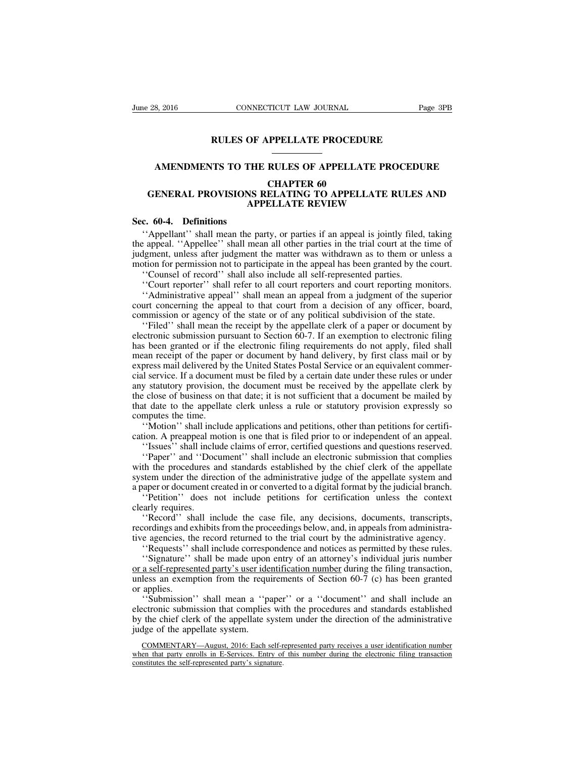# RULES OF APPELLATE PROCEDURE

## AMENDMENTS TO THE RULES OF APPELLATE PROCEDURE

### CHAPTER 60
### GENERAL PROVISIONS RELATING TO APPELLATE RULES AND APPELLATE REVIEW

**Sec. 60-4. Definitions**

''Appellant'' shall mean the party, or parties if an appeal is jointly filed, taking the appeal. ''Appellee'' shall mean all other parties in the trial court at the time of judgment, unless after judgment the matter was withdrawn as to them or unless a motion for permission not to participate in the appeal has been granted by the court.

''Counsel of record'' shall also include all self-represented parties.

''Court reporter'' shall refer to all court reporters and court reporting monitors.

''Administrative appeal'' shall mean an appeal from a judgment of the superior court concerning the appeal to that court from a decision of any officer, board, commission or agency of the state or of any political subdivision of the state.

''Filed'' shall mean the receipt by the appellate clerk of a paper or document by electronic submission pursuant to Section 60-7. If an exemption to electronic filing has been granted or if the electronic filing requirements do not apply, filed shall mean receipt of the paper or document by hand delivery, by first class mail or by express mail delivered by the United States Postal Service or an equivalent commercial service. If a document must be filed by a certain date under these rules or under any statutory provision, the document must be received by the appellate clerk by the close of business on that date; it is not sufficient that a document be mailed by that date to the appellate clerk unless a rule or statutory provision expressly so computes the time.

''Motion'' shall include applications and petitions, other than petitions for certification. A preappeal motion is one that is filed prior to or independent of an appeal.

''Issues'' shall include claims of error, certified questions and questions reserved.

''Paper'' and ''Document'' shall include an electronic submission that complies with the procedures and standards established by the chief clerk of the appellate system under the direction of the administrative judge of the appellate system and a paper or document created in or converted to a digital format by the judicial branch.

''Petition'' does not include petitions for certification unless the context clearly requires.

''Record'' shall include the case file, any decisions, documents, transcripts, recordings and exhibits from the proceedings below, and, in appeals from administrative agencies, the record returned to the trial court by the administrative agency.

''Requests'' shall include correspondence and notices as permitted by these rules.

''Signature'' shall be made upon entry of an attorney's individual juris number <u>or a self-represented party's user identification number</u> during the filing transaction, unless an exemption from the requirements of Section 60-7 (c) has been granted or applies.

''Submission'' shall mean a ''paper'' or a ''document'' and shall include an electronic submission that complies with the procedures and standards established by the chief clerk of the appellate system under the direction of the administrative judge of the appellate system.

<u>COMMENTARY—August, 2016: Each self-represented party receives a user identification number when that party enrolls in E-Services. Entry of this number during the electronic filing transaction constitutes the self-represented party's signature.</u>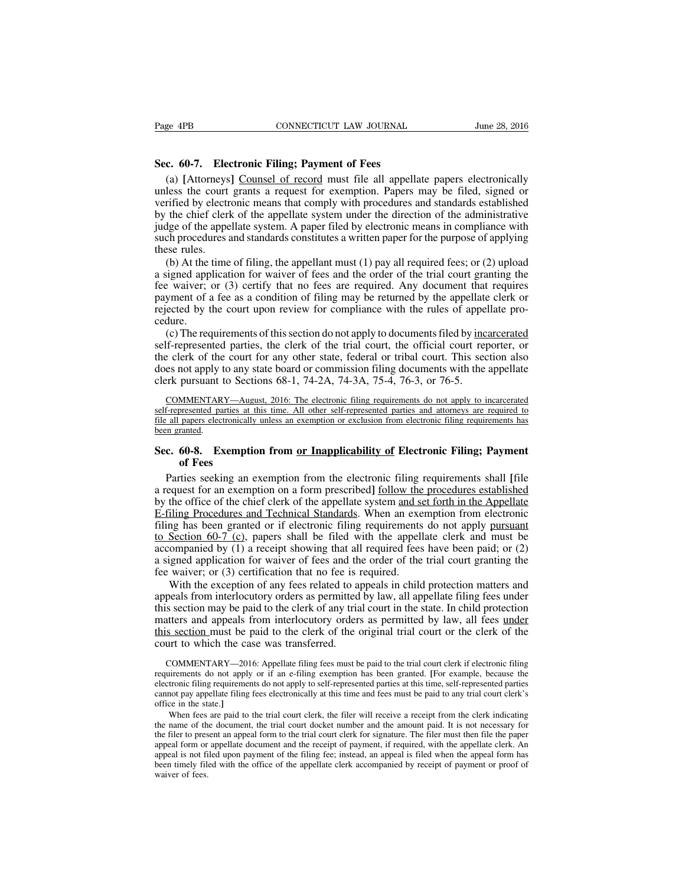**Sec. 60-7. Electronic Filing; Payment of Fees**

(a) [Attorneys] Counsel of record must file all appellate papers electronically unless the court grants a request for exemption. Papers may be filed, signed or verified by electronic means that comply with procedures and standards established by the chief clerk of the appellate system under the direction of the administrative judge of the appellate system. A paper filed by electronic means in compliance with such procedures and standards constitutes a written paper for the purpose of applying these rules.

(b) At the time of filing, the appellant must (1) pay all required fees; or (2) upload a signed application for waiver of fees and the order of the trial court granting the fee waiver; or (3) certify that no fees are required. Any document that requires payment of a fee as a condition of filing may be returned by the appellate clerk or rejected by the court upon review for compliance with the rules of appellate procedure.

(c) The requirements of this section do not apply to documents filed by incarcerated self-represented parties, the clerk of the trial court, the official court reporter, or the clerk of the court for any other state, federal or tribal court. This section also does not apply to any state board or commission filing documents with the appellate clerk pursuant to Sections 68-1, 74-2A, 74-3A, 75-4, 76-3, or 76-5.

COMMENTARY—August, 2016: The electronic filing requirements do not apply to incarcerated self-represented parties at this time. All other self-represented parties and attorneys are required to file all papers electronically unless an exemption or exclusion from electronic filing requirements has been granted.

**Sec. 60-8. Exemption from or Inapplicability of Electronic Filing; Payment of Fees**

Parties seeking an exemption from the electronic filing requirements shall [file a request for an exemption on a form prescribed] follow the procedures established by the office of the chief clerk of the appellate system and set forth in the Appellate E-filing Procedures and Technical Standards. When an exemption from electronic filing has been granted or if electronic filing requirements do not apply pursuant to Section 60-7 (c), papers shall be filed with the appellate clerk and must be accompanied by (1) a receipt showing that all required fees have been paid; or (2) a signed application for waiver of fees and the order of the trial court granting the fee waiver; or (3) certification that no fee is required.

With the exception of any fees related to appeals in child protection matters and appeals from interlocutory orders as permitted by law, all appellate filing fees under this section may be paid to the clerk of any trial court in the state. In child protection matters and appeals from interlocutory orders as permitted by law, all fees under this section must be paid to the clerk of the original trial court or the clerk of the court to which the case was transferred.

COMMENTARY—2016: Appellate filing fees must be paid to the trial court clerk if electronic filing requirements do not apply or if an e-filing exemption has been granted. [For example, because the electronic filing requirements do not apply to self-represented parties at this time, self-represented parties cannot pay appellate filing fees electronically at this time and fees must be paid to any trial court clerk's office in the state.]

When fees are paid to the trial court clerk, the filer will receive a receipt from the clerk indicating the name of the document, the trial court docket number and the amount paid. It is not necessary for the filer to present an appeal form to the trial court clerk for signature. The filer must then file the paper appeal form or appellate document and the receipt of payment, if required, with the appellate clerk. An appeal is not filed upon payment of the filing fee; instead, an appeal is filed when the appeal form has been timely filed with the office of the appellate clerk accompanied by receipt of payment or proof of waiver of fees.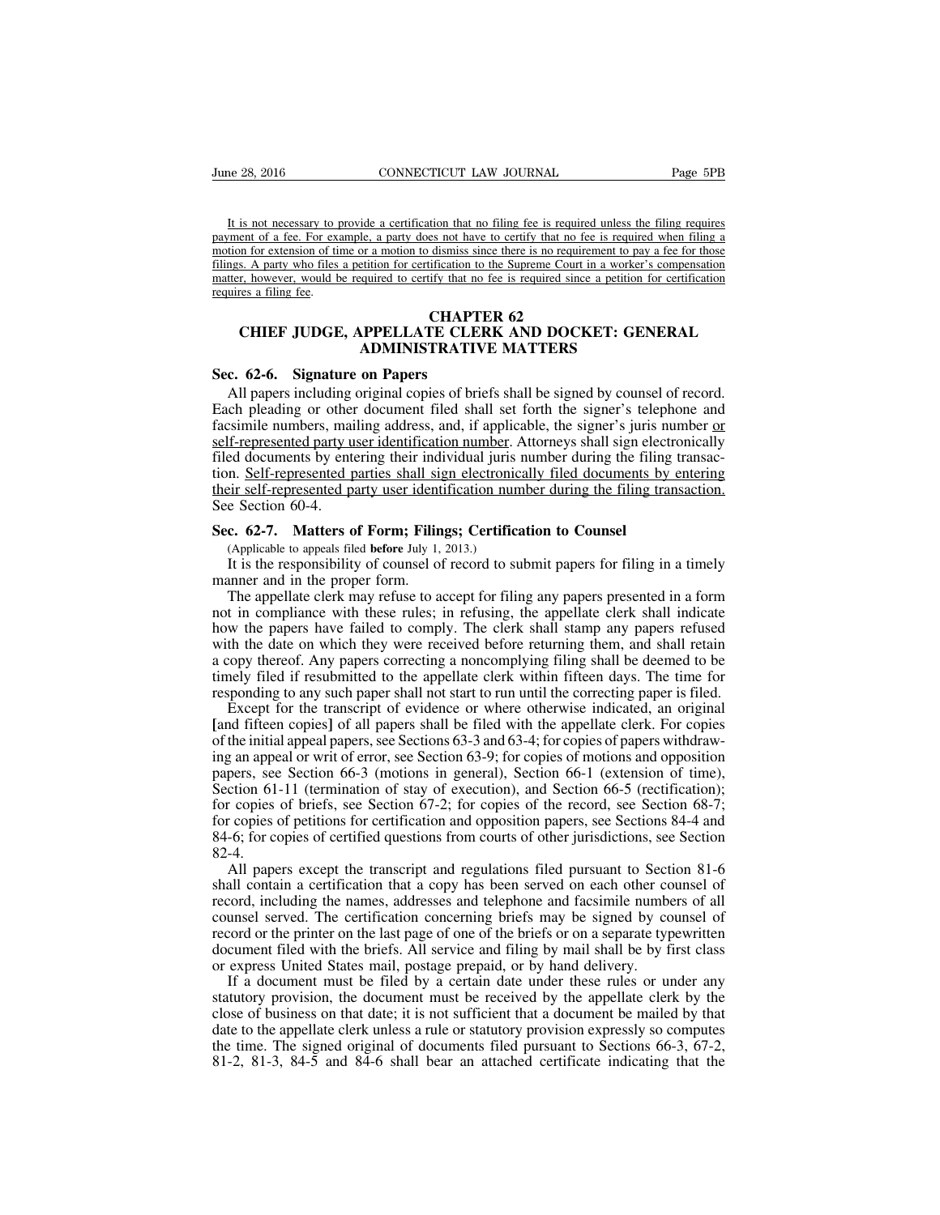It is not necessary to provide a certification that no filing fee is required unless the filing requires payment of a fee. For example, a party does not have to certify that no fee is required when filing a motion for extension of time or a motion to dismiss since there is no requirement to pay a fee for those filings. A party who files a petition for certification to the Supreme Court in a worker's compensation matter, however, would be required to certify that no fee is required since a petition for certification requires a filing fee.

# CHAPTER 62
# CHIEF JUDGE, APPELLATE CLERK AND DOCKET: GENERAL ADMINISTRATIVE MATTERS

## Sec. 62-6. Signature on Papers

All papers including original copies of briefs shall be signed by counsel of record. Each pleading or other document filed shall set forth the signer's telephone and facsimile numbers, mailing address, and, if applicable, the signer's juris number <u>or self-represented party user identification number</u>. Attorneys shall sign electronically filed documents by entering their individual juris number during the filing transaction. <u>Self-represented parties shall sign electronically filed documents by entering their self-represented party user identification number during the filing transaction.</u> See Section 60-4.

## Sec. 62-7. Matters of Form; Filings; Certification to Counsel

(Applicable to appeals filed **before** July 1, 2013.)

It is the responsibility of counsel of record to submit papers for filing in a timely manner and in the proper form.

The appellate clerk may refuse to accept for filing any papers presented in a form not in compliance with these rules; in refusing, the appellate clerk shall indicate how the papers have failed to comply. The clerk shall stamp any papers refused with the date on which they were received before returning them, and shall retain a copy thereof. Any papers correcting a noncomplying filing shall be deemed to be timely filed if resubmitted to the appellate clerk within fifteen days. The time for responding to any such paper shall not start to run until the correcting paper is filed.

Except for the transcript of evidence or where otherwise indicated, an original [and fifteen copies] of all papers shall be filed with the appellate clerk. For copies of the initial appeal papers, see Sections 63-3 and 63-4; for copies of papers withdrawing an appeal or writ of error, see Section 63-9; for copies of motions and opposition papers, see Section 66-3 (motions in general), Section 66-1 (extension of time), Section 61-11 (termination of stay of execution), and Section 66-5 (rectification); for copies of briefs, see Section 67-2; for copies of the record, see Section 68-7; for copies of petitions for certification and opposition papers, see Sections 84-4 and 84-6; for copies of certified questions from courts of other jurisdictions, see Section 82-4.

All papers except the transcript and regulations filed pursuant to Section 81-6 shall contain a certification that a copy has been served on each other counsel of record, including the names, addresses and telephone and facsimile numbers of all counsel served. The certification concerning briefs may be signed by counsel of record or the printer on the last page of one of the briefs or on a separate typewritten document filed with the briefs. All service and filing by mail shall be by first class or express United States mail, postage prepaid, or by hand delivery.

If a document must be filed by a certain date under these rules or under any statutory provision, the document must be received by the appellate clerk by the close of business on that date; it is not sufficient that a document be mailed by that date to the appellate clerk unless a rule or statutory provision expressly so computes the time. The signed original of documents filed pursuant to Sections 66-3, 67-2, 81-2, 81-3, 84-5 and 84-6 shall bear an attached certificate indicating that the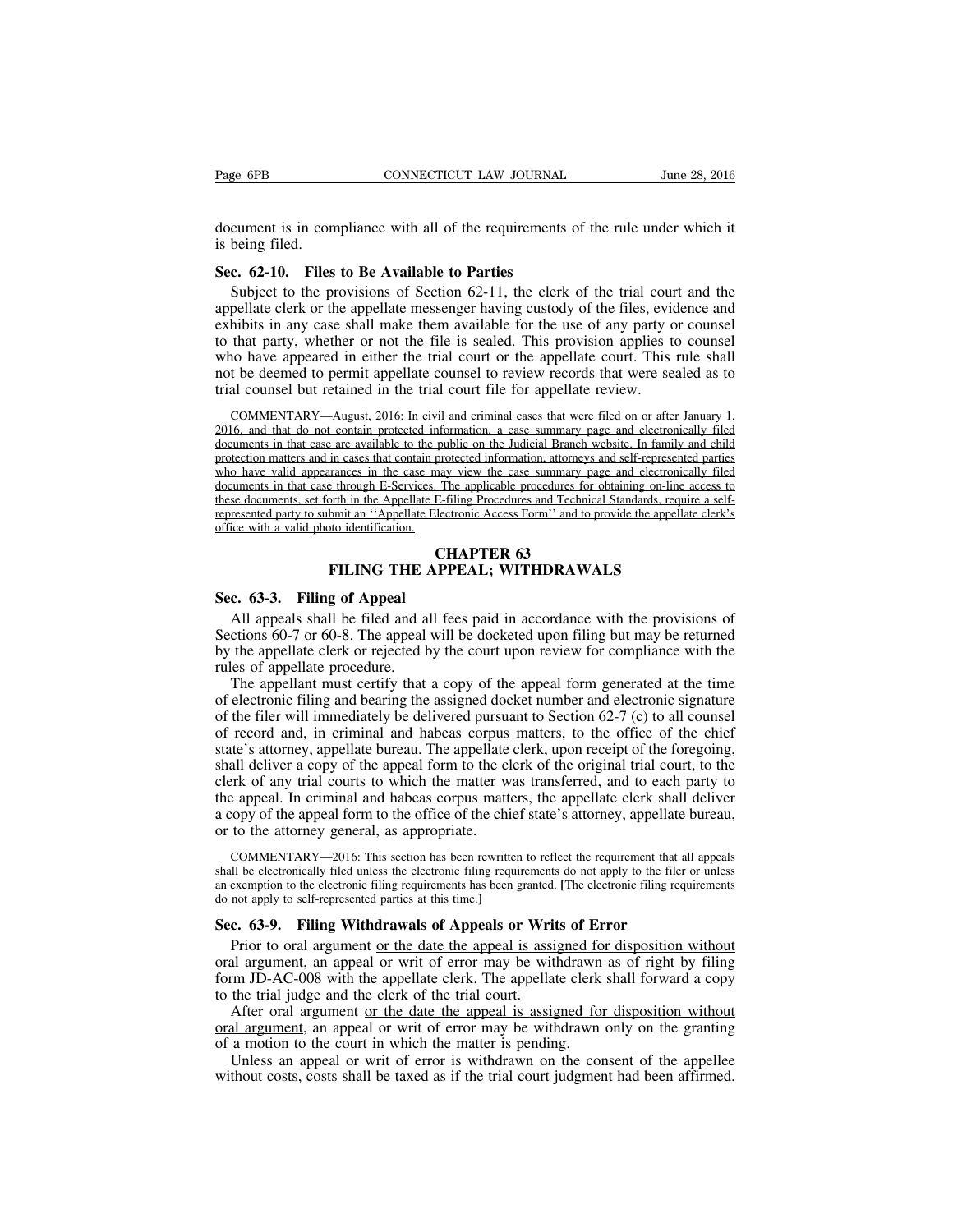document is in compliance with all of the requirements of the rule under which it is being filed.

**Sec. 62-10. Files to Be Available to Parties**

Subject to the provisions of Section 62-11, the clerk of the trial court and the appellate clerk or the appellate messenger having custody of the files, evidence and exhibits in any case shall make them available for the use of any party or counsel to that party, whether or not the file is sealed. This provision applies to counsel who have appeared in either the trial court or the appellate court. This rule shall not be deemed to permit appellate counsel to review records that were sealed as to trial counsel but retained in the trial court file for appellate review.

<u>COMMENTARY—August, 2016: In civil and criminal cases that were filed on or after January 1, 2016, and that do not contain protected information, a case summary page and electronically filed documents in that case are available to the public on the Judicial Branch website. In family and child protection matters and in cases that contain protected information, attorneys and self-represented parties who have valid appearances in the case may view the case summary page and electronically filed documents in that case through E-Services. The applicable procedures for obtaining on-line access to these documents, set forth in the Appellate E-filing Procedures and Technical Standards, require a self-represented party to submit an ''Appellate Electronic Access Form'' and to provide the appellate clerk's office with a valid photo identification.</u>

## CHAPTER 63
## FILING THE APPEAL; WITHDRAWALS

**Sec. 63-3. Filing of Appeal**

All appeals shall be filed and all fees paid in accordance with the provisions of Sections 60-7 or 60-8. The appeal will be docketed upon filing but may be returned by the appellate clerk or rejected by the court upon review for compliance with the rules of appellate procedure.

The appellant must certify that a copy of the appeal form generated at the time of electronic filing and bearing the assigned docket number and electronic signature of the filer will immediately be delivered pursuant to Section 62-7 (c) to all counsel of record and, in criminal and habeas corpus matters, to the office of the chief state's attorney, appellate bureau. The appellate clerk, upon receipt of the foregoing, shall deliver a copy of the appeal form to the clerk of the original trial court, to the clerk of any trial courts to which the matter was transferred, and to each party to the appeal. In criminal and habeas corpus matters, the appellate clerk shall deliver a copy of the appeal form to the office of the chief state's attorney, appellate bureau, or to the attorney general, as appropriate.

COMMENTARY—2016: This section has been rewritten to reflect the requirement that all appeals shall be electronically filed unless the electronic filing requirements do not apply to the filer or unless an exemption to the electronic filing requirements has been granted. [The electronic filing requirements do not apply to self-represented parties at this time.]

**Sec. 63-9. Filing Withdrawals of Appeals or Writs of Error**

Prior to oral argument <u>or the date the appeal is assigned for disposition without oral argument</u>, an appeal or writ of error may be withdrawn as of right by filing form JD-AC-008 with the appellate clerk. The appellate clerk shall forward a copy to the trial judge and the clerk of the trial court.

After oral argument <u>or the date the appeal is assigned for disposition without oral argument</u>, an appeal or writ of error may be withdrawn only on the granting of a motion to the court in which the matter is pending.

Unless an appeal or writ of error is withdrawn on the consent of the appellee without costs, costs shall be taxed as if the trial court judgment had been affirmed.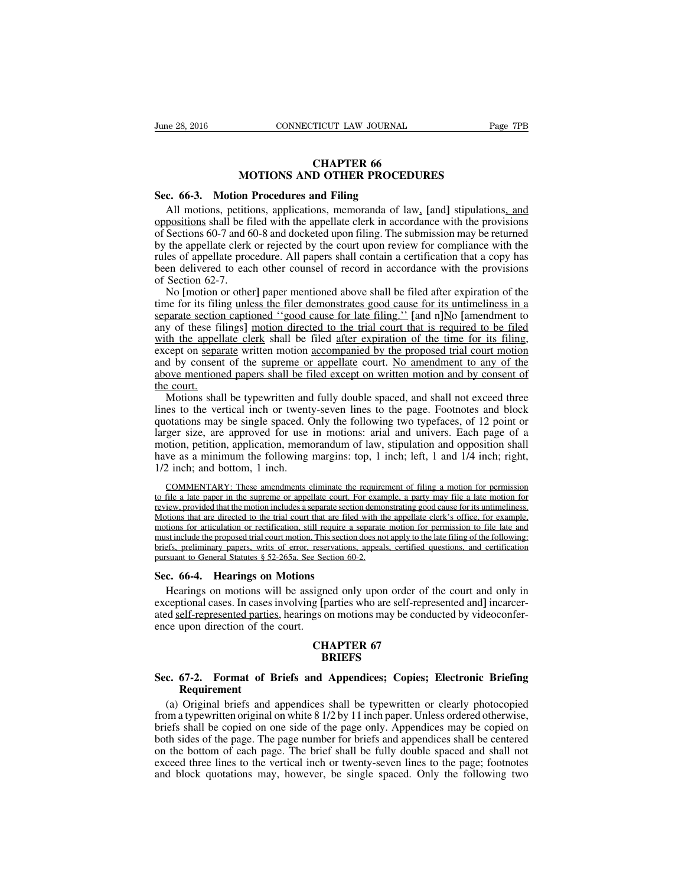# CHAPTER 66

# MOTIONS AND OTHER PROCEDURES

### Sec. 66-3. Motion Procedures and Filing

All motions, petitions, applications, memoranda of law, [and] stipulations, and oppositions shall be filed with the appellate clerk in accordance with the provisions of Sections 60-7 and 60-8 and docketed upon filing. The submission may be returned by the appellate clerk or rejected by the court upon review for compliance with the rules of appellate procedure. All papers shall contain a certification that a copy has been delivered to each other counsel of record in accordance with the provisions of Section 62-7.

No [motion or other] paper mentioned above shall be filed after expiration of the time for its filing unless the filer demonstrates good cause for its untimeliness in a separate section captioned ''good cause for late filing.'' [and n]No [amendment to any of these filings] motion directed to the trial court that is required to be filed with the appellate clerk shall be filed after expiration of the time for its filing, except on separate written motion accompanied by the proposed trial court motion and by consent of the supreme or appellate court. No amendment to any of the above mentioned papers shall be filed except on written motion and by consent of the court.

Motions shall be typewritten and fully double spaced, and shall not exceed three lines to the vertical inch or twenty-seven lines to the page. Footnotes and block quotations may be single spaced. Only the following two typefaces, of 12 point or larger size, are approved for use in motions: arial and univers. Each page of a motion, petition, application, memorandum of law, stipulation and opposition shall have as a minimum the following margins: top, 1 inch; left, 1 and 1/4 inch; right, 1/2 inch; and bottom, 1 inch.

COMMENTARY: These amendments eliminate the requirement of filing a motion for permission to file a late paper in the supreme or appellate court. For example, a party may file a late motion for review, provided that the motion includes a separate section demonstrating good cause for its untimeliness. Motions that are directed to the trial court that are filed with the appellate clerk's office, for example, motions for articulation or rectification, still require a separate motion for permission to file late and must include the proposed trial court motion. This section does not apply to the late filing of the following: briefs, preliminary papers, writs of error, reservations, appeals, certified questions, and certification pursuant to General Statutes § 52-265a. See Section 60-2.

### Sec. 66-4. Hearings on Motions

Hearings on motions will be assigned only upon order of the court and only in exceptional cases. In cases involving [parties who are self-represented and] incarcerated self-represented parties, hearings on motions may be conducted by videoconference upon direction of the court.

# CHAPTER 67

# BRIEFS

### Sec. 67-2. Format of Briefs and Appendices; Copies; Electronic Briefing Requirement

(a) Original briefs and appendices shall be typewritten or clearly photocopied from a typewritten original on white 8 1/2 by 11 inch paper. Unless ordered otherwise, briefs shall be copied on one side of the page only. Appendices may be copied on both sides of the page. The page number for briefs and appendices shall be centered on the bottom of each page. The brief shall be fully double spaced and shall not exceed three lines to the vertical inch or twenty-seven lines to the page; footnotes and block quotations may, however, be single spaced. Only the following two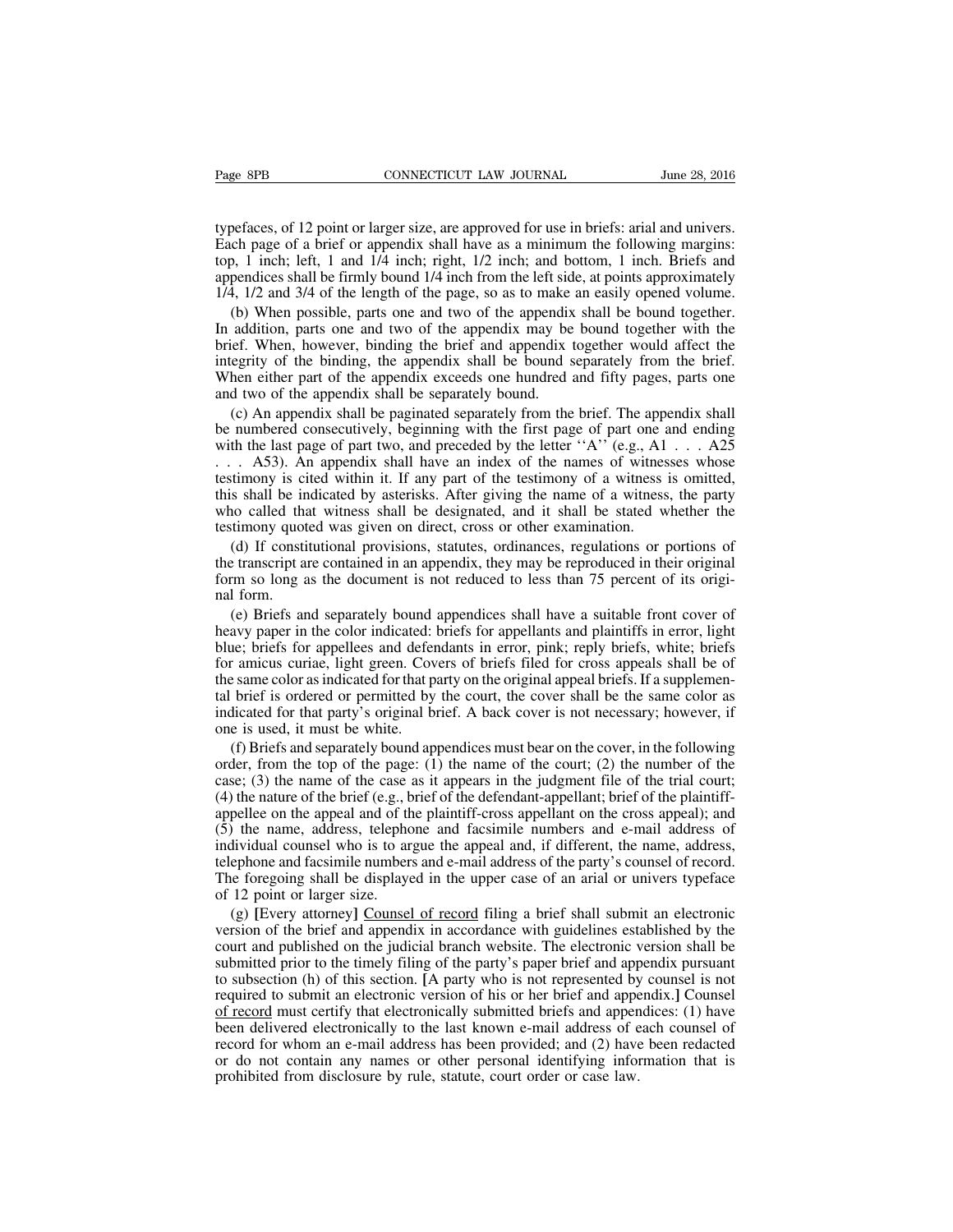typefaces, of 12 point or larger size, are approved for use in briefs: arial and univers. Each page of a brief or appendix shall have as a minimum the following margins: top, 1 inch; left, 1 and 1/4 inch; right, 1/2 inch; and bottom, 1 inch. Briefs and appendices shall be firmly bound 1/4 inch from the left side, at points approximately 1/4, 1/2 and 3/4 of the length of the page, so as to make an easily opened volume.

(b) When possible, parts one and two of the appendix shall be bound together. In addition, parts one and two of the appendix may be bound together with the brief. When, however, binding the brief and appendix together would affect the integrity of the binding, the appendix shall be bound separately from the brief. When either part of the appendix exceeds one hundred and fifty pages, parts one and two of the appendix shall be separately bound.

(c) An appendix shall be paginated separately from the brief. The appendix shall be numbered consecutively, beginning with the first page of part one and ending with the last page of part two, and preceded by the letter ''A'' (e.g., A1 . . . A25 . . . A53). An appendix shall have an index of the names of witnesses whose testimony is cited within it. If any part of the testimony of a witness is omitted, this shall be indicated by asterisks. After giving the name of a witness, the party who called that witness shall be designated, and it shall be stated whether the testimony quoted was given on direct, cross or other examination.

(d) If constitutional provisions, statutes, ordinances, regulations or portions of the transcript are contained in an appendix, they may be reproduced in their original form so long as the document is not reduced to less than 75 percent of its original form.

(e) Briefs and separately bound appendices shall have a suitable front cover of heavy paper in the color indicated: briefs for appellants and plaintiffs in error, light blue; briefs for appellees and defendants in error, pink; reply briefs, white; briefs for amicus curiae, light green. Covers of briefs filed for cross appeals shall be of the same color as indicated for that party on the original appeal briefs. If a supplemental brief is ordered or permitted by the court, the cover shall be the same color as indicated for that party's original brief. A back cover is not necessary; however, if one is used, it must be white.

(f) Briefs and separately bound appendices must bear on the cover, in the following order, from the top of the page: (1) the name of the court; (2) the number of the case; (3) the name of the case as it appears in the judgment file of the trial court; (4) the nature of the brief (e.g., brief of the defendant-appellant; brief of the plaintiff-appellee on the appeal and of the plaintiff-cross appellant on the cross appeal); and (5) the name, address, telephone and facsimile numbers and e-mail address of individual counsel who is to argue the appeal and, if different, the name, address, telephone and facsimile numbers and e-mail address of the party's counsel of record. The foregoing shall be displayed in the upper case of an arial or univers typeface of 12 point or larger size.

(g) [Every attorney] Counsel of record filing a brief shall submit an electronic version of the brief and appendix in accordance with guidelines established by the court and published on the judicial branch website. The electronic version shall be submitted prior to the timely filing of the party's paper brief and appendix pursuant to subsection (h) of this section. [A party who is not represented by counsel is not required to submit an electronic version of his or her brief and appendix.] Counsel of record must certify that electronically submitted briefs and appendices: (1) have been delivered electronically to the last known e-mail address of each counsel of record for whom an e-mail address has been provided; and (2) have been redacted or do not contain any names or other personal identifying information that is prohibited from disclosure by rule, statute, court order or case law.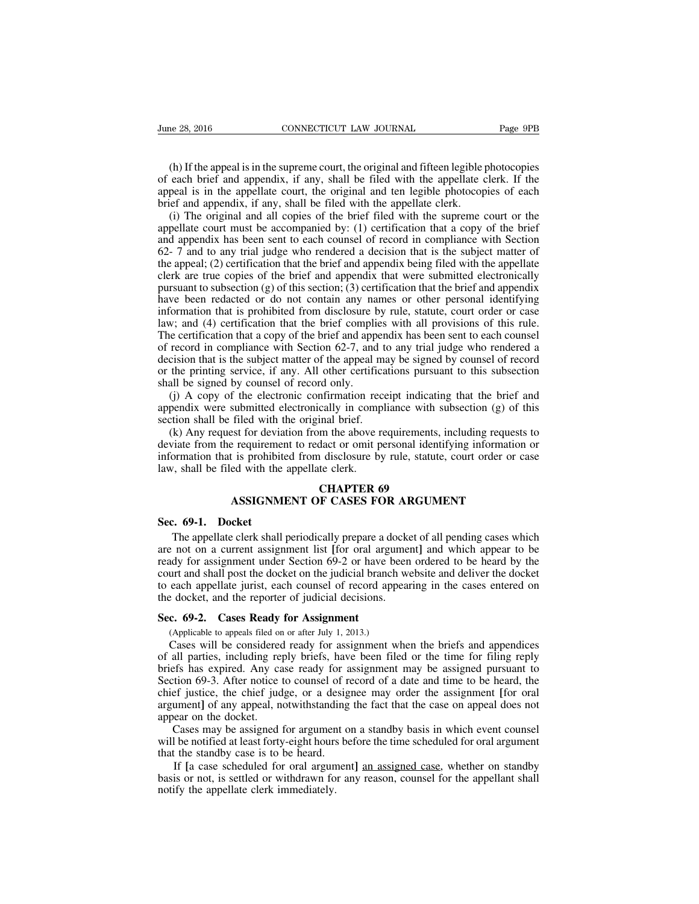(h) If the appeal is in the supreme court, the original and fifteen legible photocopies of each brief and appendix, if any, shall be filed with the appellate clerk. If the appeal is in the appellate court, the original and ten legible photocopies of each brief and appendix, if any, shall be filed with the appellate clerk.

(i) The original and all copies of the brief filed with the supreme court or the appellate court must be accompanied by: (1) certification that a copy of the brief and appendix has been sent to each counsel of record in compliance with Section 62- 7 and to any trial judge who rendered a decision that is the subject matter of the appeal; (2) certification that the brief and appendix being filed with the appellate clerk are true copies of the brief and appendix that were submitted electronically pursuant to subsection (g) of this section; (3) certification that the brief and appendix have been redacted or do not contain any names or other personal identifying information that is prohibited from disclosure by rule, statute, court order or case law; and (4) certification that the brief complies with all provisions of this rule. The certification that a copy of the brief and appendix has been sent to each counsel of record in compliance with Section 62-7, and to any trial judge who rendered a decision that is the subject matter of the appeal may be signed by counsel of record or the printing service, if any. All other certifications pursuant to this subsection shall be signed by counsel of record only.

(j) A copy of the electronic confirmation receipt indicating that the brief and appendix were submitted electronically in compliance with subsection (g) of this section shall be filed with the original brief.

(k) Any request for deviation from the above requirements, including requests to deviate from the requirement to redact or omit personal identifying information or information that is prohibited from disclosure by rule, statute, court order or case law, shall be filed with the appellate clerk.

## CHAPTER 69
## ASSIGNMENT OF CASES FOR ARGUMENT

### Sec. 69-1. Docket

The appellate clerk shall periodically prepare a docket of all pending cases which are not on a current assignment list [for oral argument] and which appear to be ready for assignment under Section 69-2 or have been ordered to be heard by the court and shall post the docket on the judicial branch website and deliver the docket to each appellate jurist, each counsel of record appearing in the cases entered on the docket, and the reporter of judicial decisions.

### Sec. 69-2. Cases Ready for Assignment

(Applicable to appeals filed on or after July 1, 2013.)

Cases will be considered ready for assignment when the briefs and appendices of all parties, including reply briefs, have been filed or the time for filing reply briefs has expired. Any case ready for assignment may be assigned pursuant to Section 69-3. After notice to counsel of record of a date and time to be heard, the chief justice, the chief judge, or a designee may order the assignment [for oral argument] of any appeal, notwithstanding the fact that the case on appeal does not appear on the docket.

Cases may be assigned for argument on a standby basis in which event counsel will be notified at least forty-eight hours before the time scheduled for oral argument that the standby case is to be heard.

If [a case scheduled for oral argument] <u>an assigned case</u>, whether on standby basis or not, is settled or withdrawn for any reason, counsel for the appellant shall notify the appellate clerk immediately.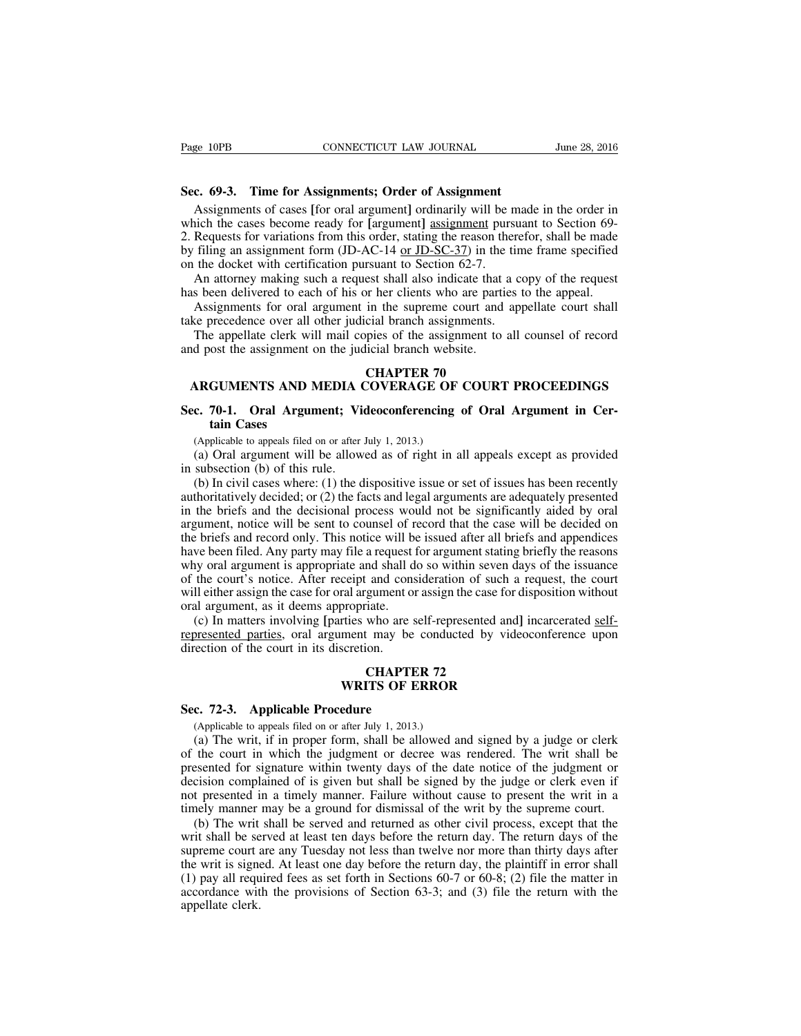**Sec. 69-3. Time for Assignments; Order of Assignment**

Assignments of cases [for oral argument] ordinarily will be made in the order in which the cases become ready for [argument] <u>assignment</u> pursuant to Section 69-2. Requests for variations from this order, stating the reason therefor, shall be made by filing an assignment form (JD-AC-14 <u>or JD-SC-37</u>) in the time frame specified on the docket with certification pursuant to Section 62-7.

An attorney making such a request shall also indicate that a copy of the request has been delivered to each of his or her clients who are parties to the appeal.

Assignments for oral argument in the supreme court and appellate court shall take precedence over all other judicial branch assignments.

The appellate clerk will mail copies of the assignment to all counsel of record and post the assignment on the judicial branch website.

## CHAPTER 70
## ARGUMENTS AND MEDIA COVERAGE OF COURT PROCEEDINGS

**Sec. 70-1. Oral Argument; Videoconferencing of Oral Argument in Certain Cases**

(Applicable to appeals filed on or after July 1, 2013.)

(a) Oral argument will be allowed as of right in all appeals except as provided in subsection (b) of this rule.

(b) In civil cases where: (1) the dispositive issue or set of issues has been recently authoritatively decided; or (2) the facts and legal arguments are adequately presented in the briefs and the decisional process would not be significantly aided by oral argument, notice will be sent to counsel of record that the case will be decided on the briefs and record only. This notice will be issued after all briefs and appendices have been filed. Any party may file a request for argument stating briefly the reasons why oral argument is appropriate and shall do so within seven days of the issuance of the court's notice. After receipt and consideration of such a request, the court will either assign the case for oral argument or assign the case for disposition without oral argument, as it deems appropriate.

(c) In matters involving [parties who are self-represented and] incarcerated <u>self-represented parties</u>, oral argument may be conducted by videoconference upon direction of the court in its discretion.

## CHAPTER 72
## WRITS OF ERROR

**Sec. 72-3. Applicable Procedure**

(Applicable to appeals filed on or after July 1, 2013.)

(a) The writ, if in proper form, shall be allowed and signed by a judge or clerk of the court in which the judgment or decree was rendered. The writ shall be presented for signature within twenty days of the date notice of the judgment or decision complained of is given but shall be signed by the judge or clerk even if not presented in a timely manner. Failure without cause to present the writ in a timely manner may be a ground for dismissal of the writ by the supreme court.

(b) The writ shall be served and returned as other civil process, except that the writ shall be served at least ten days before the return day. The return days of the supreme court are any Tuesday not less than twelve nor more than thirty days after the writ is signed. At least one day before the return day, the plaintiff in error shall (1) pay all required fees as set forth in Sections 60-7 or 60-8; (2) file the matter in accordance with the provisions of Section 63-3; and (3) file the return with the appellate clerk.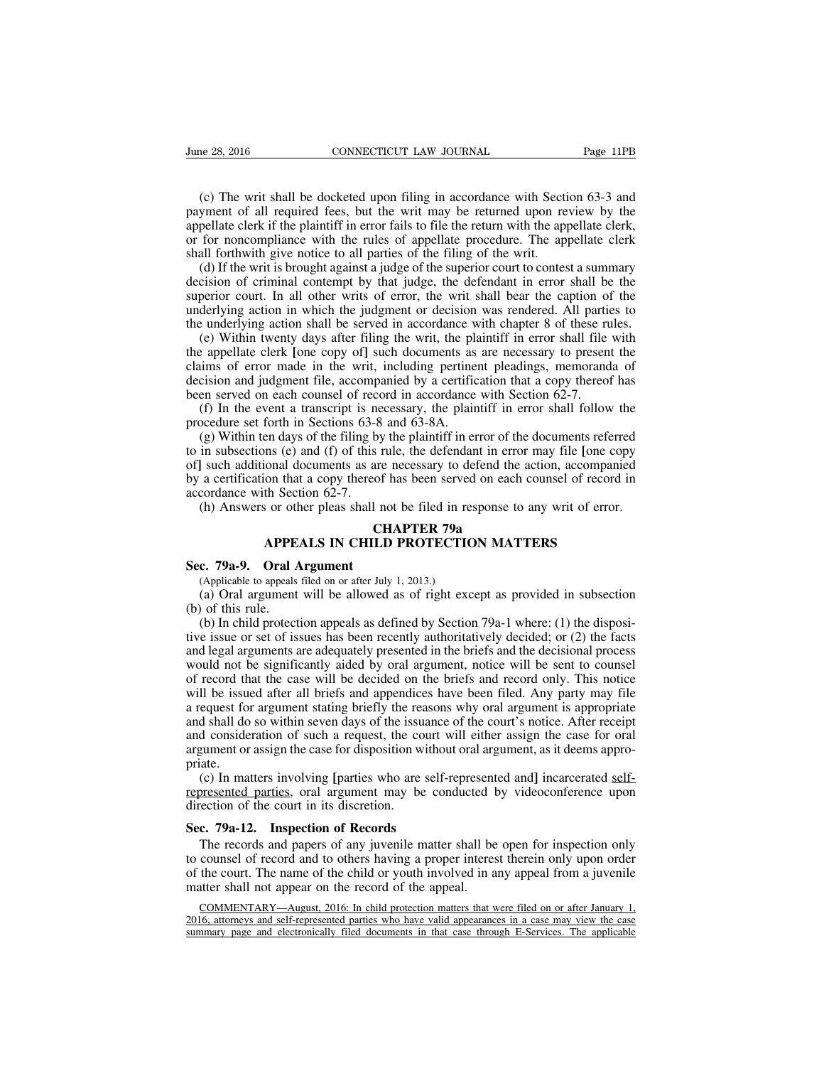(c) The writ shall be docketed upon filing in accordance with Section 63-3 and payment of all required fees, but the writ may be returned upon review by the appellate clerk if the plaintiff in error fails to file the return with the appellate clerk, or for noncompliance with the rules of appellate procedure. The appellate clerk shall forthwith give notice to all parties of the filing of the writ.

(d) If the writ is brought against a judge of the superior court to contest a summary decision of criminal contempt by that judge, the defendant in error shall be the superior court. In all other writs of error, the writ shall bear the caption of the underlying action in which the judgment or decision was rendered. All parties to the underlying action shall be served in accordance with chapter 8 of these rules.

(e) Within twenty days after filing the writ, the plaintiff in error shall file with the appellate clerk [one copy of] such documents as are necessary to present the claims of error made in the writ, including pertinent pleadings, memoranda of decision and judgment file, accompanied by a certification that a copy thereof has been served on each counsel of record in accordance with Section 62-7.

(f) In the event a transcript is necessary, the plaintiff in error shall follow the procedure set forth in Sections 63-8 and 63-8A.

(g) Within ten days of the filing by the plaintiff in error of the documents referred to in subsections (e) and (f) of this rule, the defendant in error may file [one copy of] such additional documents as are necessary to defend the action, accompanied by a certification that a copy thereof has been served on each counsel of record in accordance with Section 62-7.

(h) Answers or other pleas shall not be filed in response to any writ of error.

## CHAPTER 79a
## APPEALS IN CHILD PROTECTION MATTERS

### Sec. 79a-9. Oral Argument

(Applicable to appeals filed on or after July 1, 2013.)

(a) Oral argument will be allowed as of right except as provided in subsection (b) of this rule.

(b) In child protection appeals as defined by Section 79a-1 where: (1) the dispositive issue or set of issues has been recently authoritatively decided; or (2) the facts and legal arguments are adequately presented in the briefs and the decisional process would not be significantly aided by oral argument, notice will be sent to counsel of record that the case will be decided on the briefs and record only. This notice will be issued after all briefs and appendices have been filed. Any party may file a request for argument stating briefly the reasons why oral argument is appropriate and shall do so within seven days of the issuance of the court's notice. After receipt and consideration of such a request, the court will either assign the case for oral argument or assign the case for disposition without oral argument, as it deems appropriate.

(c) In matters involving [parties who are self-represented and] incarcerated <u>self-represented parties</u>, oral argument may be conducted by videoconference upon direction of the court in its discretion.

### Sec. 79a-12. Inspection of Records

The records and papers of any juvenile matter shall be open for inspection only to counsel of record and to others having a proper interest therein only upon order of the court. The name of the child or youth involved in any appeal from a juvenile matter shall not appear on the record of the appeal.

<u>COMMENTARY—August, 2016: In child protection matters that were filed on or after January 1, 2016, attorneys and self-represented parties who have valid appearances in a case may view the case summary page and electronically filed documents in that case through E-Services. The applicable</u>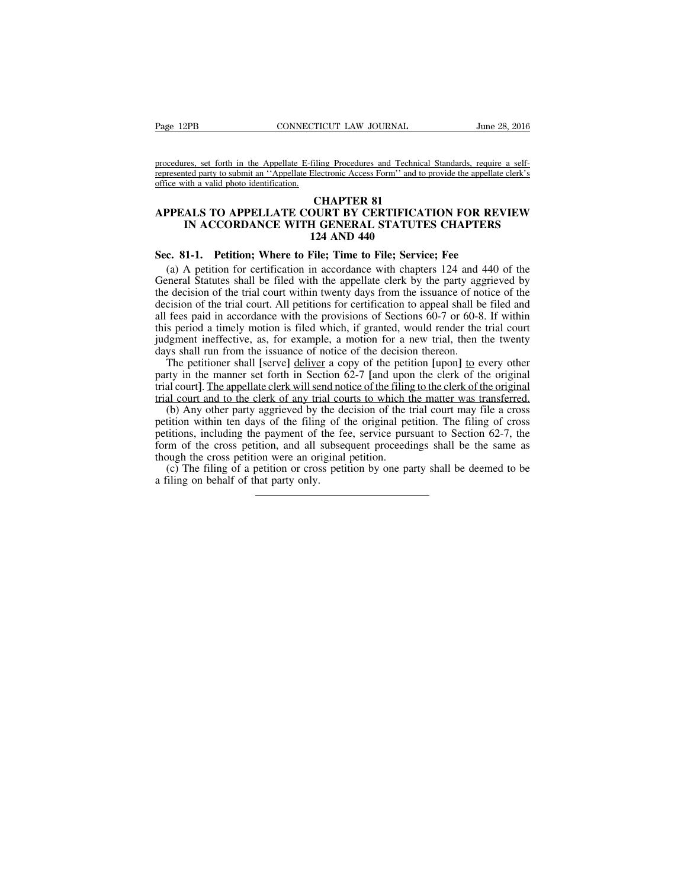procedures, set forth in the Appellate E-filing Procedures and Technical Standards, require a self-represented party to submit an ''Appellate Electronic Access Form'' and to provide the appellate clerk's office with a valid photo identification.

# CHAPTER 81
# APPEALS TO APPELLATE COURT BY CERTIFICATION FOR REVIEW IN ACCORDANCE WITH GENERAL STATUTES CHAPTERS 124 AND 440

## Sec. 81-1. Petition; Where to File; Time to File; Service; Fee

(a) A petition for certification in accordance with chapters 124 and 440 of the General Statutes shall be filed with the appellate clerk by the party aggrieved by the decision of the trial court within twenty days from the issuance of notice of the decision of the trial court. All petitions for certification to appeal shall be filed and all fees paid in accordance with the provisions of Sections 60-7 or 60-8. If within this period a timely motion is filed which, if granted, would render the trial court judgment ineffective, as, for example, a motion for a new trial, then the twenty days shall run from the issuance of notice of the decision thereon.

The petitioner shall **[**serve**]** deliver a copy of the petition **[**upon**]** to every other party in the manner set forth in Section 62-7 **[**and upon the clerk of the original trial court**]**. The appellate clerk will send notice of the filing to the clerk of the original trial court and to the clerk of any trial courts to which the matter was transferred.

(b) Any other party aggrieved by the decision of the trial court may file a cross petition within ten days of the filing of the original petition. The filing of cross petitions, including the payment of the fee, service pursuant to Section 62-7, the form of the cross petition, and all subsequent proceedings shall be the same as though the cross petition were an original petition.

(c) The filing of a petition or cross petition by one party shall be deemed to be a filing on behalf of that party only.